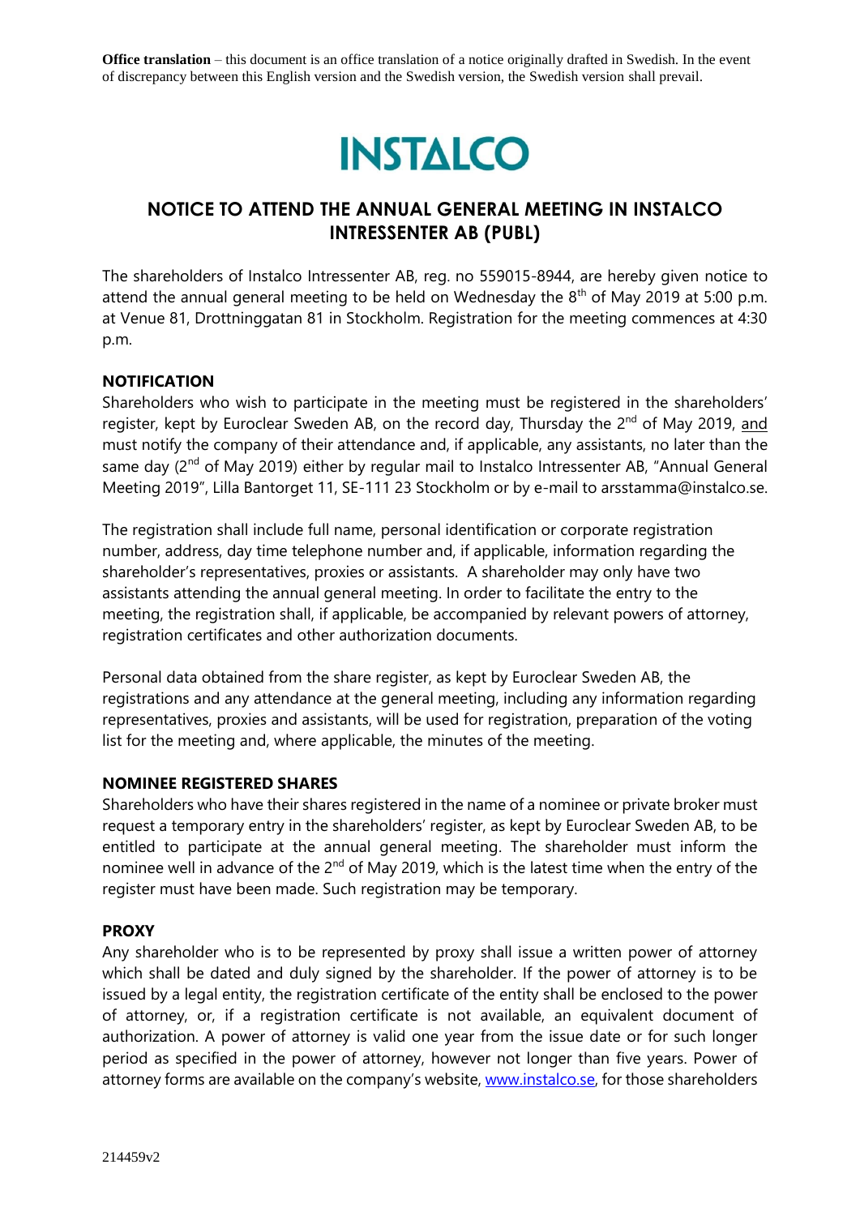**Office translation** – this document is an office translation of a notice originally drafted in Swedish. In the event of discrepancy between this English version and the Swedish version, the Swedish version shall prevail.

INSTALCO

# NOTICE TO ATTEND THE ANNUAL GENERAL MEETING IN INSTALCO INTRESSENTER AB (PUBL)

The shareholders of Instalco Intressenter AB, reg. no 559015-8944, are hereby given notice to attend the annual general meeting to be held on Wednesday the 8th of May 2019 at 5:00 p.m. at Venue 81, Drottninggatan 81 in Stockholm. Registration for the meeting commences at 4:30 p.m.

## NOTIFICATION

Shareholders who wish to participate in the meeting must be registered in the shareholders' register, kept by Euroclear Sweden AB, on the record day, Thursday the 2nd of May 2019, and must notify the company of their attendance and, if applicable, any assistants, no later than the same day (2nd of May 2019) either by regular mail to Instalco Intressenter AB, "Annual General Meeting 2019", Lilla Bantorget 11, SE-111 23 Stockholm or by e-mail to arsstamma@instalco.se.

The registration shall include full name, personal identification or corporate registration number, address, day time telephone number and, if applicable, information regarding the shareholder's representatives, proxies or assistants. A shareholder may only have two assistants attending the annual general meeting. In order to facilitate the entry to the meeting, the registration shall, if applicable, be accompanied by relevant powers of attorney, registration certificates and other authorization documents.

Personal data obtained from the share register, as kept by Euroclear Sweden AB, the registrations and any attendance at the general meeting, including any information regarding representatives, proxies and assistants, will be used for registration, preparation of the voting list for the meeting and, where applicable, the minutes of the meeting.

## NOMINEE REGISTERED SHARES

Shareholders who have their shares registered in the name of a nominee or private broker must request a temporary entry in the shareholders' register, as kept by Euroclear Sweden AB, to be entitled to participate at the annual general meeting. The shareholder must inform the nominee well in advance of the 2nd of May 2019, which is the latest time when the entry of the register must have been made. Such registration may be temporary.

## PROXY

Any shareholder who is to be represented by proxy shall issue a written power of attorney which shall be dated and duly signed by the shareholder. If the power of attorney is to be issued by a legal entity, the registration certificate of the entity shall be enclosed to the power of attorney, or, if a registration certificate is not available, an equivalent document of authorization. A power of attorney is valid one year from the issue date or for such longer period as specified in the power of attorney, however not longer than five years. Power of attorney forms are available on the company's website, www.instalco.se, for those shareholders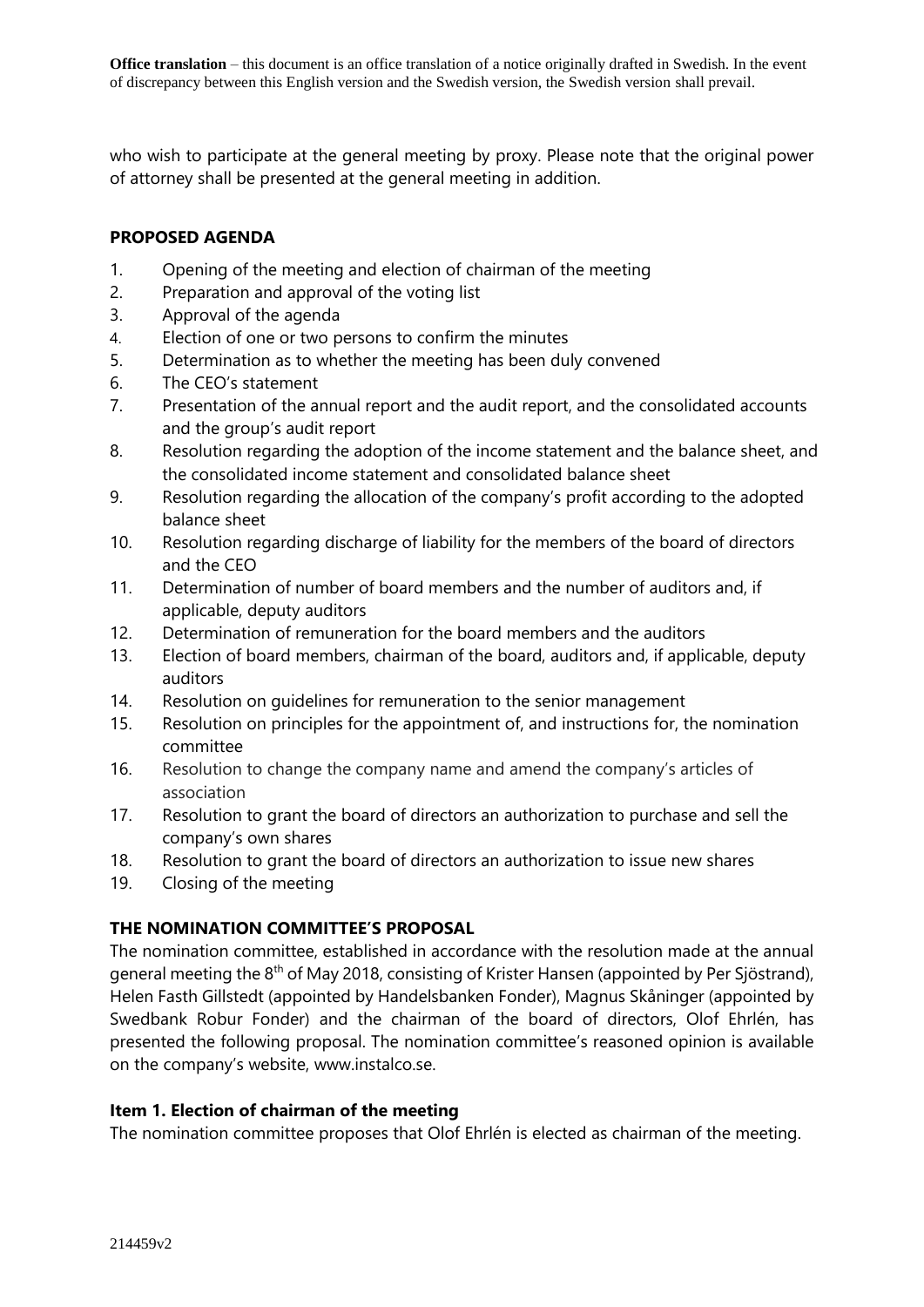who wish to participate at the general meeting by proxy. Please note that the original power of attorney shall be presented at the general meeting in addition.

**PROPOSED AGENDA**

1. Opening of the meeting and election of chairman of the meeting
2. Preparation and approval of the voting list
3. Approval of the agenda
4. Election of one or two persons to confirm the minutes
5. Determination as to whether the meeting has been duly convened
6. The CEO's statement
7. Presentation of the annual report and the audit report, and the consolidated accounts and the group's audit report
8. Resolution regarding the adoption of the income statement and the balance sheet, and the consolidated income statement and consolidated balance sheet
9. Resolution regarding the allocation of the company's profit according to the adopted balance sheet
10. Resolution regarding discharge of liability for the members of the board of directors and the CEO
11. Determination of number of board members and the number of auditors and, if applicable, deputy auditors
12. Determination of remuneration for the board members and the auditors
13. Election of board members, chairman of the board, auditors and, if applicable, deputy auditors
14. Resolution on guidelines for remuneration to the senior management
15. Resolution on principles for the appointment of, and instructions for, the nomination committee
16. Resolution to change the company name and amend the company's articles of association
17. Resolution to grant the board of directors an authorization to purchase and sell the company's own shares
18. Resolution to grant the board of directors an authorization to issue new shares
19. Closing of the meeting

**THE NOMINATION COMMITTEE'S PROPOSAL**

The nomination committee, established in accordance with the resolution made at the annual general meeting the 8th of May 2018, consisting of Krister Hansen (appointed by Per Sjöstrand), Helen Fasth Gillstedt (appointed by Handelsbanken Fonder), Magnus Skåninger (appointed by Swedbank Robur Fonder) and the chairman of the board of directors, Olof Ehrlén, has presented the following proposal. The nomination committee's reasoned opinion is available on the company's website, www.instalco.se.

**Item 1. Election of chairman of the meeting**

The nomination committee proposes that Olof Ehrlén is elected as chairman of the meeting.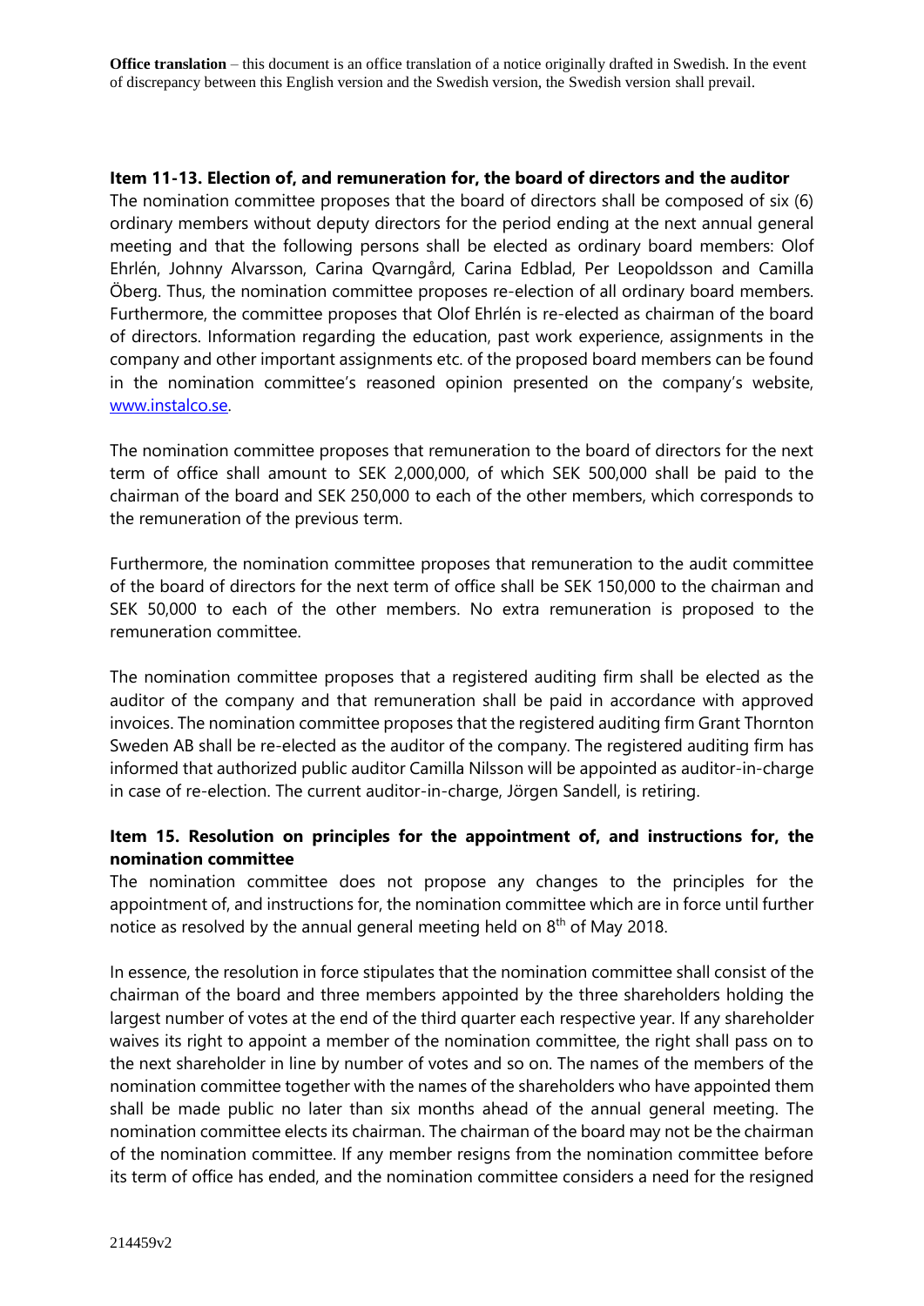**Item 11-13. Election of, and remuneration for, the board of directors and the auditor**
The nomination committee proposes that the board of directors shall be composed of six (6) ordinary members without deputy directors for the period ending at the next annual general meeting and that the following persons shall be elected as ordinary board members: Olof Ehrlén, Johnny Alvarsson, Carina Qvarngård, Carina Edblad, Per Leopoldsson and Camilla Öberg. Thus, the nomination committee proposes re-election of all ordinary board members. Furthermore, the committee proposes that Olof Ehrlén is re-elected as chairman of the board of directors. Information regarding the education, past work experience, assignments in the company and other important assignments etc. of the proposed board members can be found in the nomination committee's reasoned opinion presented on the company's website, [www.instalco.se](www.instalco.se).

The nomination committee proposes that remuneration to the board of directors for the next term of office shall amount to SEK 2,000,000, of which SEK 500,000 shall be paid to the chairman of the board and SEK 250,000 to each of the other members, which corresponds to the remuneration of the previous term.

Furthermore, the nomination committee proposes that remuneration to the audit committee of the board of directors for the next term of office shall be SEK 150,000 to the chairman and SEK 50,000 to each of the other members. No extra remuneration is proposed to the remuneration committee.

The nomination committee proposes that a registered auditing firm shall be elected as the auditor of the company and that remuneration shall be paid in accordance with approved invoices. The nomination committee proposes that the registered auditing firm Grant Thornton Sweden AB shall be re-elected as the auditor of the company. The registered auditing firm has informed that authorized public auditor Camilla Nilsson will be appointed as auditor-in-charge in case of re-election. The current auditor-in-charge, Jörgen Sandell, is retiring.

**Item 15. Resolution on principles for the appointment of, and instructions for, the nomination committee**
The nomination committee does not propose any changes to the principles for the appointment of, and instructions for, the nomination committee which are in force until further notice as resolved by the annual general meeting held on 8th of May 2018.

In essence, the resolution in force stipulates that the nomination committee shall consist of the chairman of the board and three members appointed by the three shareholders holding the largest number of votes at the end of the third quarter each respective year. If any shareholder waives its right to appoint a member of the nomination committee, the right shall pass on to the next shareholder in line by number of votes and so on. The names of the members of the nomination committee together with the names of the shareholders who have appointed them shall be made public no later than six months ahead of the annual general meeting. The nomination committee elects its chairman. The chairman of the board may not be the chairman of the nomination committee. If any member resigns from the nomination committee before its term of office has ended, and the nomination committee considers a need for the resigned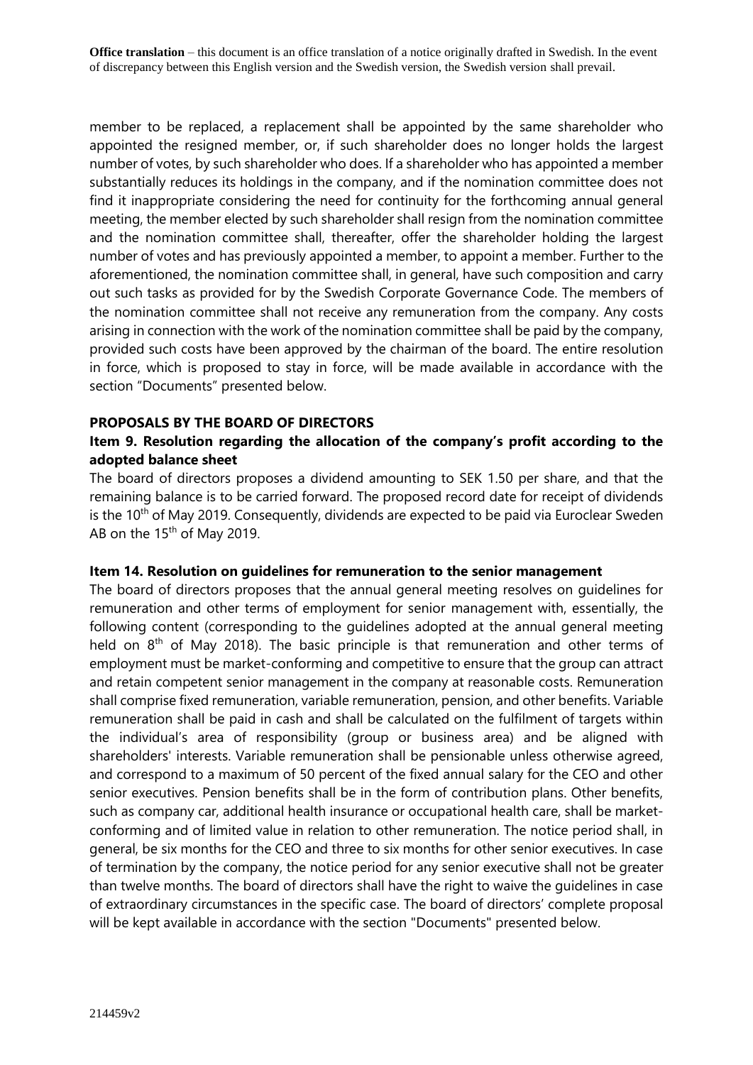member to be replaced, a replacement shall be appointed by the same shareholder who appointed the resigned member, or, if such shareholder does no longer holds the largest number of votes, by such shareholder who does. If a shareholder who has appointed a member substantially reduces its holdings in the company, and if the nomination committee does not find it inappropriate considering the need for continuity for the forthcoming annual general meeting, the member elected by such shareholder shall resign from the nomination committee and the nomination committee shall, thereafter, offer the shareholder holding the largest number of votes and has previously appointed a member, to appoint a member. Further to the aforementioned, the nomination committee shall, in general, have such composition and carry out such tasks as provided for by the Swedish Corporate Governance Code. The members of the nomination committee shall not receive any remuneration from the company. Any costs arising in connection with the work of the nomination committee shall be paid by the company, provided such costs have been approved by the chairman of the board. The entire resolution in force, which is proposed to stay in force, will be made available in accordance with the section "Documents" presented below.

**PROPOSALS BY THE BOARD OF DIRECTORS**

**Item 9. Resolution regarding the allocation of the company's profit according to the adopted balance sheet**

The board of directors proposes a dividend amounting to SEK 1.50 per share, and that the remaining balance is to be carried forward. The proposed record date for receipt of dividends is the 10th of May 2019. Consequently, dividends are expected to be paid via Euroclear Sweden AB on the 15th of May 2019.

**Item 14. Resolution on guidelines for remuneration to the senior management**

The board of directors proposes that the annual general meeting resolves on guidelines for remuneration and other terms of employment for senior management with, essentially, the following content (corresponding to the guidelines adopted at the annual general meeting held on 8th of May 2018). The basic principle is that remuneration and other terms of employment must be market-conforming and competitive to ensure that the group can attract and retain competent senior management in the company at reasonable costs. Remuneration shall comprise fixed remuneration, variable remuneration, pension, and other benefits. Variable remuneration shall be paid in cash and shall be calculated on the fulfilment of targets within the individual's area of responsibility (group or business area) and be aligned with shareholders' interests. Variable remuneration shall be pensionable unless otherwise agreed, and correspond to a maximum of 50 percent of the fixed annual salary for the CEO and other senior executives. Pension benefits shall be in the form of contribution plans. Other benefits, such as company car, additional health insurance or occupational health care, shall be market-conforming and of limited value in relation to other remuneration. The notice period shall, in general, be six months for the CEO and three to six months for other senior executives. In case of termination by the company, the notice period for any senior executive shall not be greater than twelve months. The board of directors shall have the right to waive the guidelines in case of extraordinary circumstances in the specific case. The board of directors' complete proposal will be kept available in accordance with the section "Documents" presented below.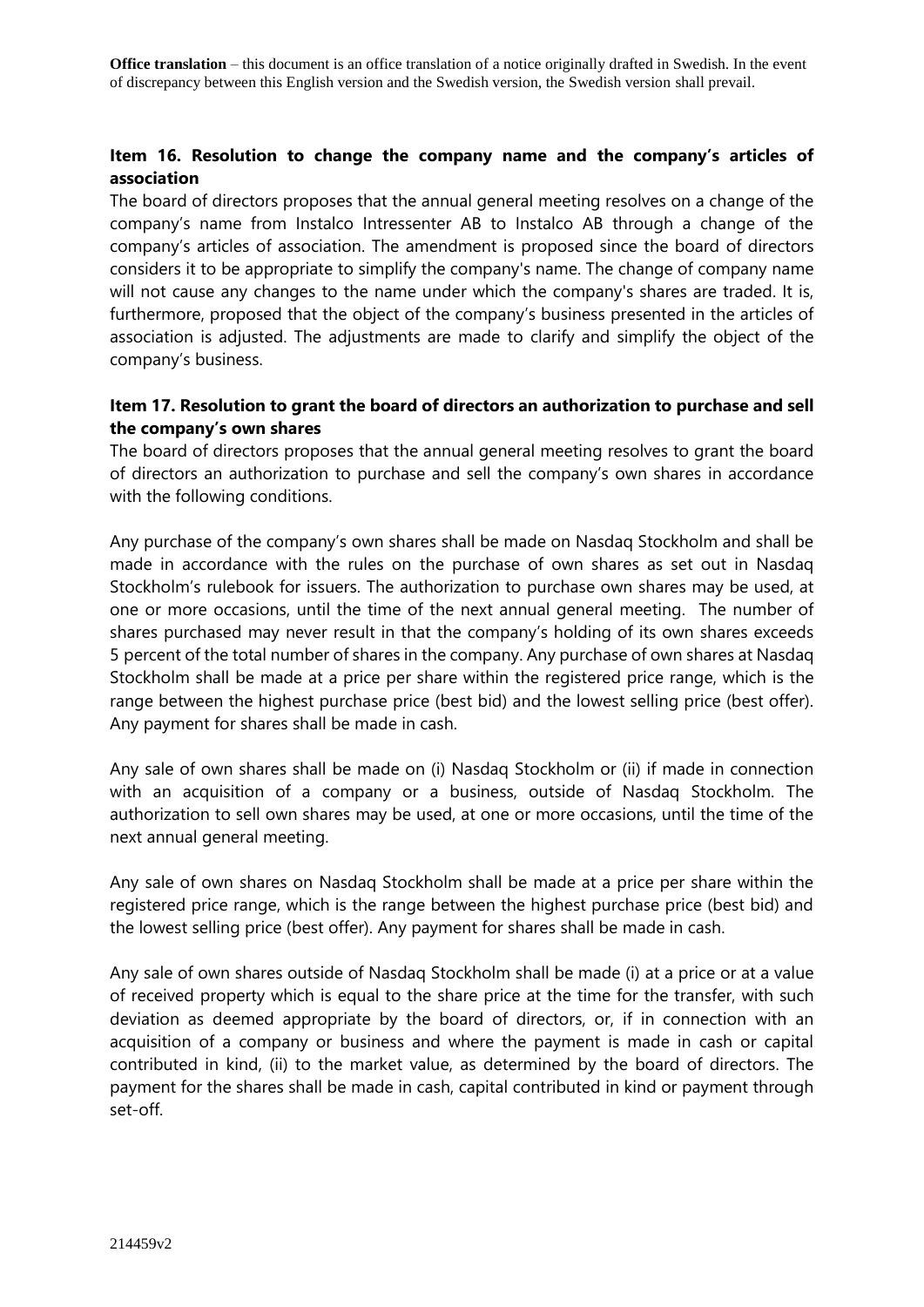**Office translation** – this document is an office translation of a notice originally drafted in Swedish. In the event of discrepancy between this English version and the Swedish version, the Swedish version shall prevail.

### Item 16. Resolution to change the company name and the company's articles of association

The board of directors proposes that the annual general meeting resolves on a change of the company's name from Instalco Intressenter AB to Instalco AB through a change of the company's articles of association. The amendment is proposed since the board of directors considers it to be appropriate to simplify the company's name. The change of company name will not cause any changes to the name under which the company's shares are traded. It is, furthermore, proposed that the object of the company's business presented in the articles of association is adjusted. The adjustments are made to clarify and simplify the object of the company's business.

### Item 17. Resolution to grant the board of directors an authorization to purchase and sell the company's own shares

The board of directors proposes that the annual general meeting resolves to grant the board of directors an authorization to purchase and sell the company's own shares in accordance with the following conditions.

Any purchase of the company's own shares shall be made on Nasdaq Stockholm and shall be made in accordance with the rules on the purchase of own shares as set out in Nasdaq Stockholm's rulebook for issuers. The authorization to purchase own shares may be used, at one or more occasions, until the time of the next annual general meeting. The number of shares purchased may never result in that the company's holding of its own shares exceeds 5 percent of the total number of shares in the company. Any purchase of own shares at Nasdaq Stockholm shall be made at a price per share within the registered price range, which is the range between the highest purchase price (best bid) and the lowest selling price (best offer). Any payment for shares shall be made in cash.

Any sale of own shares shall be made on (i) Nasdaq Stockholm or (ii) if made in connection with an acquisition of a company or a business, outside of Nasdaq Stockholm. The authorization to sell own shares may be used, at one or more occasions, until the time of the next annual general meeting.

Any sale of own shares on Nasdaq Stockholm shall be made at a price per share within the registered price range, which is the range between the highest purchase price (best bid) and the lowest selling price (best offer). Any payment for shares shall be made in cash.

Any sale of own shares outside of Nasdaq Stockholm shall be made (i) at a price or at a value of received property which is equal to the share price at the time for the transfer, with such deviation as deemed appropriate by the board of directors, or, if in connection with an acquisition of a company or business and where the payment is made in cash or capital contributed in kind, (ii) to the market value, as determined by the board of directors. The payment for the shares shall be made in cash, capital contributed in kind or payment through set-off.

214459v2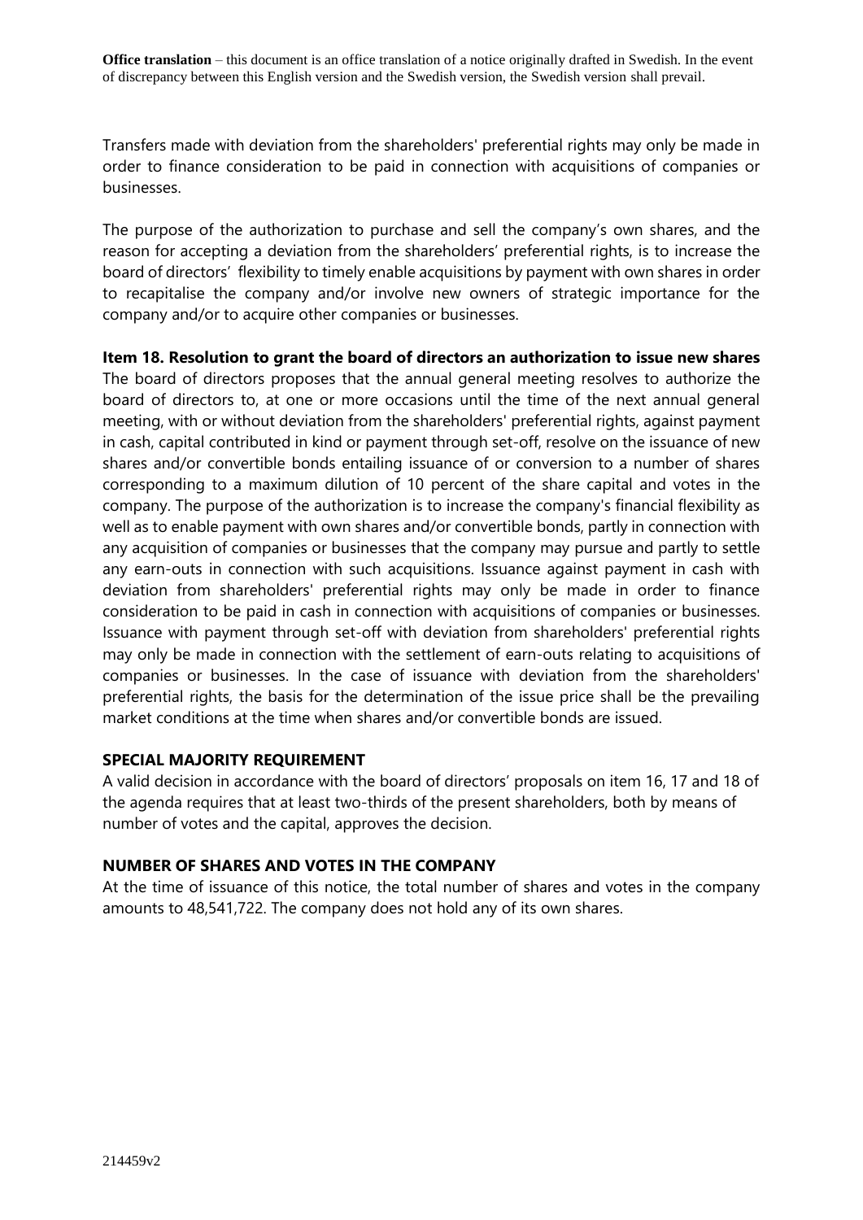Transfers made with deviation from the shareholders' preferential rights may only be made in order to finance consideration to be paid in connection with acquisitions of companies or businesses.

The purpose of the authorization to purchase and sell the company's own shares, and the reason for accepting a deviation from the shareholders' preferential rights, is to increase the board of directors' flexibility to timely enable acquisitions by payment with own shares in order to recapitalise the company and/or involve new owners of strategic importance for the company and/or to acquire other companies or businesses.

**Item 18. Resolution to grant the board of directors an authorization to issue new shares**

The board of directors proposes that the annual general meeting resolves to authorize the board of directors to, at one or more occasions until the time of the next annual general meeting, with or without deviation from the shareholders' preferential rights, against payment in cash, capital contributed in kind or payment through set-off, resolve on the issuance of new shares and/or convertible bonds entailing issuance of or conversion to a number of shares corresponding to a maximum dilution of 10 percent of the share capital and votes in the company. The purpose of the authorization is to increase the company's financial flexibility as well as to enable payment with own shares and/or convertible bonds, partly in connection with any acquisition of companies or businesses that the company may pursue and partly to settle any earn-outs in connection with such acquisitions. Issuance against payment in cash with deviation from shareholders' preferential rights may only be made in order to finance consideration to be paid in cash in connection with acquisitions of companies or businesses. Issuance with payment through set-off with deviation from shareholders' preferential rights may only be made in connection with the settlement of earn-outs relating to acquisitions of companies or businesses. In the case of issuance with deviation from the shareholders' preferential rights, the basis for the determination of the issue price shall be the prevailing market conditions at the time when shares and/or convertible bonds are issued.

**SPECIAL MAJORITY REQUIREMENT**

A valid decision in accordance with the board of directors' proposals on item 16, 17 and 18 of the agenda requires that at least two-thirds of the present shareholders, both by means of number of votes and the capital, approves the decision.

**NUMBER OF SHARES AND VOTES IN THE COMPANY**

At the time of issuance of this notice, the total number of shares and votes in the company amounts to 48,541,722. The company does not hold any of its own shares.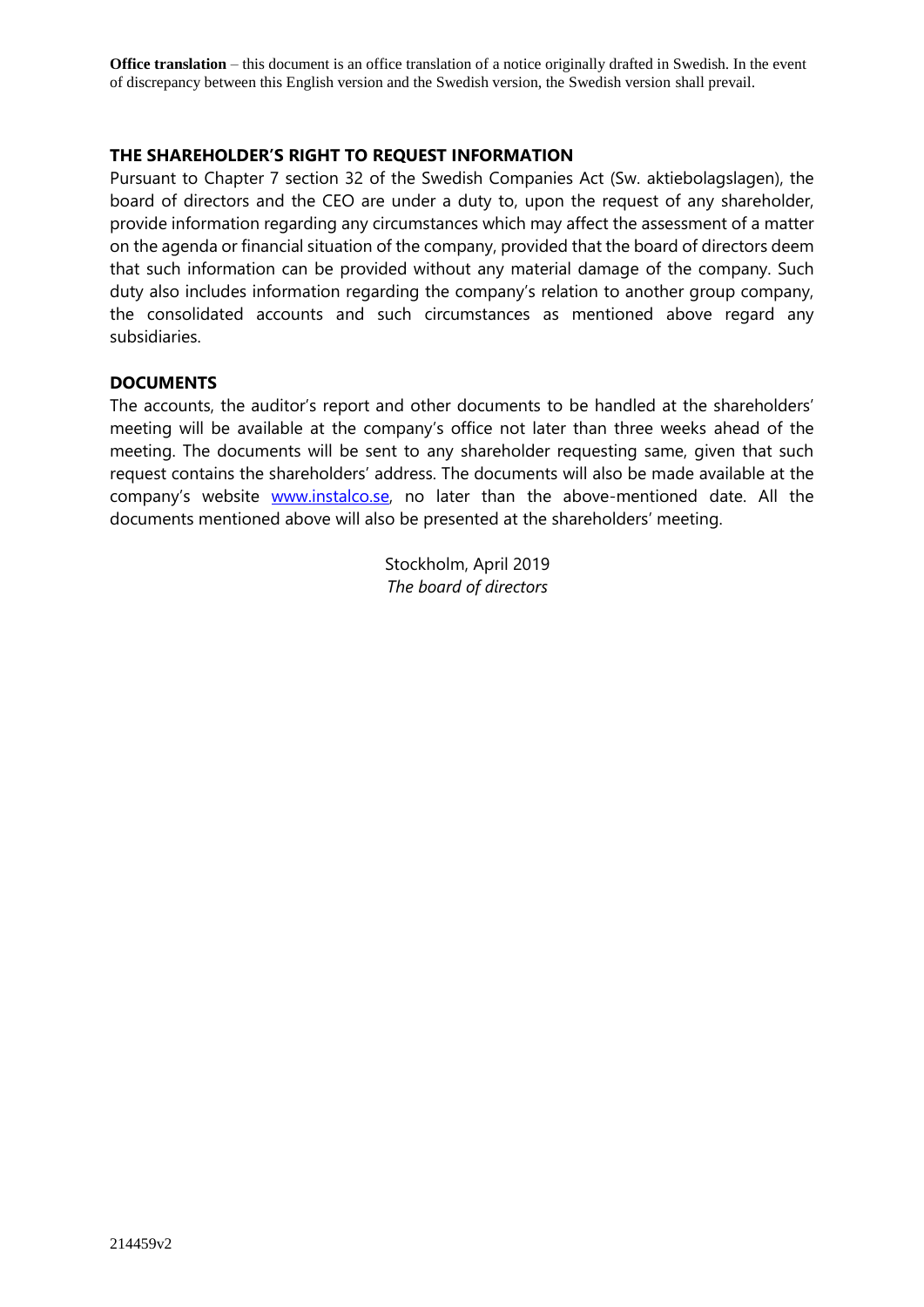**Office translation** – this document is an office translation of a notice originally drafted in Swedish. In the event of discrepancy between this English version and the Swedish version, the Swedish version shall prevail.

## THE SHAREHOLDER'S RIGHT TO REQUEST INFORMATION

Pursuant to Chapter 7 section 32 of the Swedish Companies Act (Sw. aktiebolagslagen), the board of directors and the CEO are under a duty to, upon the request of any shareholder, provide information regarding any circumstances which may affect the assessment of a matter on the agenda or financial situation of the company, provided that the board of directors deem that such information can be provided without any material damage of the company. Such duty also includes information regarding the company's relation to another group company, the consolidated accounts and such circumstances as mentioned above regard any subsidiaries.

## DOCUMENTS

The accounts, the auditor's report and other documents to be handled at the shareholders' meeting will be available at the company's office not later than three weeks ahead of the meeting. The documents will be sent to any shareholder requesting same, given that such request contains the shareholders' address. The documents will also be made available at the company's website www.instalco.se, no later than the above-mentioned date. All the documents mentioned above will also be presented at the shareholders' meeting.

Stockholm, April 2019

*The board of directors*

214459v2